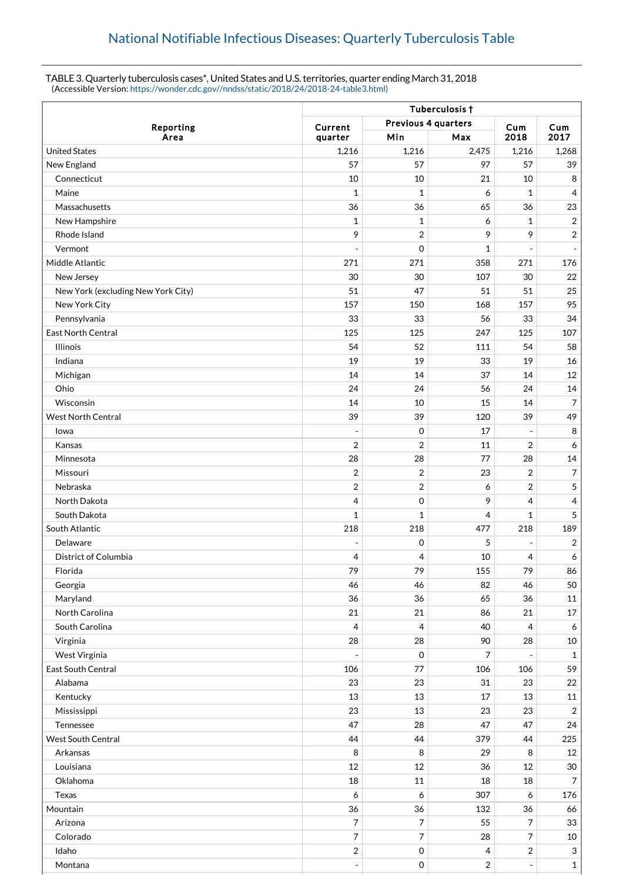# National Notifiable Infectious Diseases: Quarterly Tuberculosis Table

TABLE 3. Quarterly tuberculosis cases*, United States and U.S. territories, quarter ending March 31, 2018
(Accessible Version: https://wonder.cdc.gov//nndss/static/2018/24/2018-24-table3.html)

| Reporting Area | Tuberculosis † | | | | |
|---|---|---|---|---|---|
| | Current quarter | Previous 4 quarters | | Cum 2018 | Cum 2017 |
| | | Min | Max | | |
| United States | 1,216 | 1,216 | 2,475 | 1,216 | 1,268 |
| New England | 57 | 57 | 97 | 57 | 39 |
| Connecticut | 10 | 10 | 21 | 10 | 8 |
| Maine | 1 | 1 | 6 | 1 | 4 |
| Massachusetts | 36 | 36 | 65 | 36 | 23 |
| New Hampshire | 1 | 1 | 6 | 1 | 2 |
| Rhode Island | 9 | 2 | 9 | 9 | 2 |
| Vermont | - | 0 | 1 | - | - |
| Middle Atlantic | 271 | 271 | 358 | 271 | 176 |
| New Jersey | 30 | 30 | 107 | 30 | 22 |
| New York (excluding New York City) | 51 | 47 | 51 | 51 | 25 |
| New York City | 157 | 150 | 168 | 157 | 95 |
| Pennsylvania | 33 | 33 | 56 | 33 | 34 |
| East North Central | 125 | 125 | 247 | 125 | 107 |
| Illinois | 54 | 52 | 111 | 54 | 58 |
| Indiana | 19 | 19 | 33 | 19 | 16 |
| Michigan | 14 | 14 | 37 | 14 | 12 |
| Ohio | 24 | 24 | 56 | 24 | 14 |
| Wisconsin | 14 | 10 | 15 | 14 | 7 |
| West North Central | 39 | 39 | 120 | 39 | 49 |
| Iowa | - | 0 | 17 | - | 8 |
| Kansas | 2 | 2 | 11 | 2 | 6 |
| Minnesota | 28 | 28 | 77 | 28 | 14 |
| Missouri | 2 | 2 | 23 | 2 | 7 |
| Nebraska | 2 | 2 | 6 | 2 | 5 |
| North Dakota | 4 | 0 | 9 | 4 | 4 |
| South Dakota | 1 | 1 | 4 | 1 | 5 |
| South Atlantic | 218 | 218 | 477 | 218 | 189 |
| Delaware | - | 0 | 5 | - | 2 |
| District of Columbia | 4 | 4 | 10 | 4 | 6 |
| Florida | 79 | 79 | 155 | 79 | 86 |
| Georgia | 46 | 46 | 82 | 46 | 50 |
| Maryland | 36 | 36 | 65 | 36 | 11 |
| North Carolina | 21 | 21 | 86 | 21 | 17 |
| South Carolina | 4 | 4 | 40 | 4 | 6 |
| Virginia | 28 | 28 | 90 | 28 | 10 |
| West Virginia | - | 0 | 7 | - | 1 |
| East South Central | 106 | 77 | 106 | 106 | 59 |
| Alabama | 23 | 23 | 31 | 23 | 22 |
| Kentucky | 13 | 13 | 17 | 13 | 11 |
| Mississippi | 23 | 13 | 23 | 23 | 2 |
| Tennessee | 47 | 28 | 47 | 47 | 24 |
| West South Central | 44 | 44 | 379 | 44 | 225 |
| Arkansas | 8 | 8 | 29 | 8 | 12 |
| Louisiana | 12 | 12 | 36 | 12 | 30 |
| Oklahoma | 18 | 11 | 18 | 18 | 7 |
| Texas | 6 | 6 | 307 | 6 | 176 |
| Mountain | 36 | 36 | 132 | 36 | 66 |
| Arizona | 7 | 7 | 55 | 7 | 33 |
| Colorado | 7 | 7 | 28 | 7 | 10 |
| Idaho | 2 | 0 | 4 | 2 | 3 |
| Montana | - | 0 | 2 | - | 1 |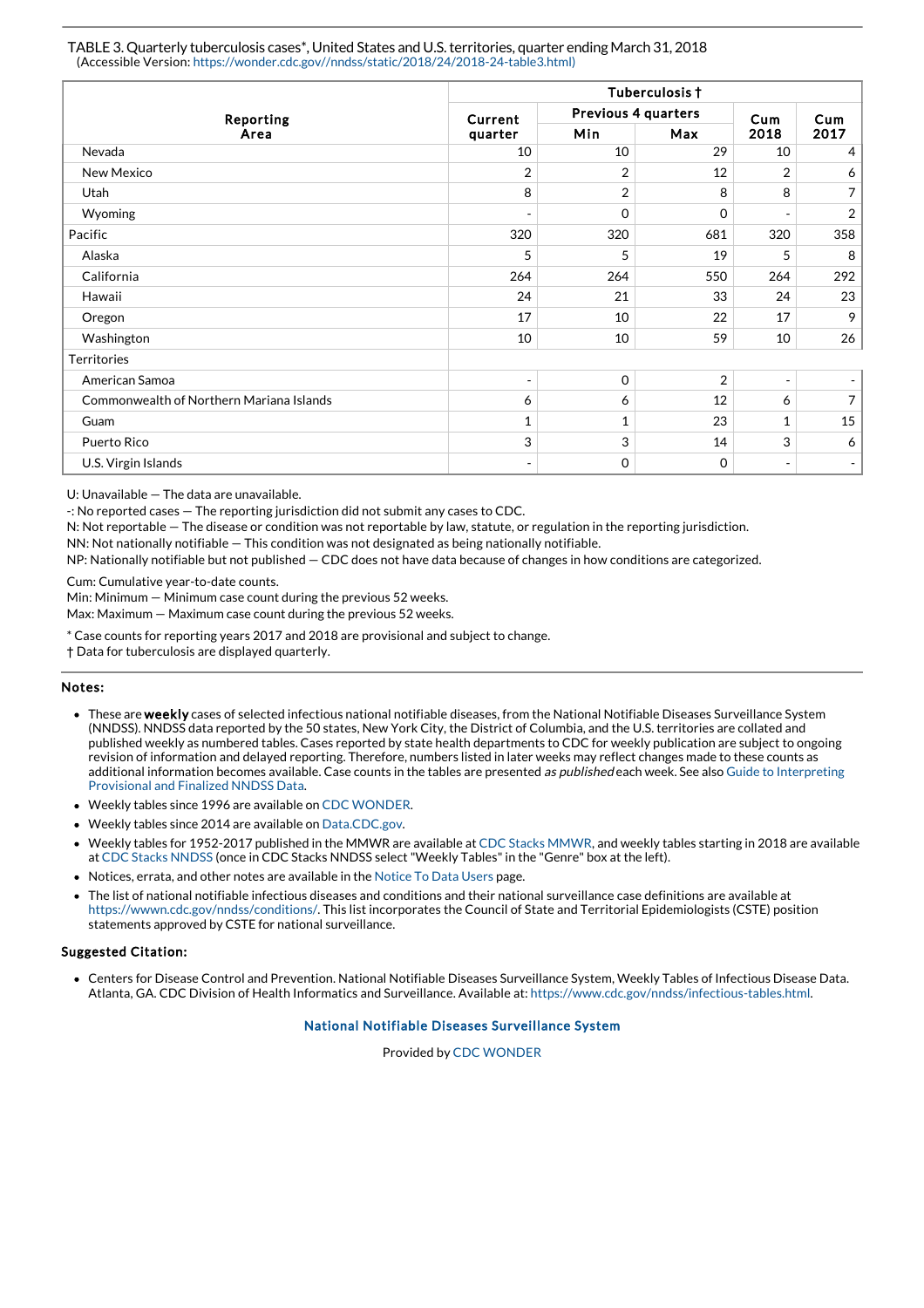TABLE 3. Quarterly tuberculosis cases*, United States and U.S. territories, quarter ending March 31, 2018
(Accessible Version: https://wonder.cdc.gov//nndss/static/2018/24/2018-24-table3.html)

| Reporting Area | Tuberculosis † | | | | |
|---|---|---|---|---|---|
| | Current quarter | Previous 4 quarters | | Cum 2018 | Cum 2017 |
| | | Min | Max | | |
| Nevada | 10 | 10 | 29 | 10 | 4 |
| New Mexico | 2 | 2 | 12 | 2 | 6 |
| Utah | 8 | 2 | 8 | 8 | 7 |
| Wyoming | - | 0 | 0 | - | 2 |
| Pacific | 320 | 320 | 681 | 320 | 358 |
| Alaska | 5 | 5 | 19 | 5 | 8 |
| California | 264 | 264 | 550 | 264 | 292 |
| Hawaii | 24 | 21 | 33 | 24 | 23 |
| Oregon | 17 | 10 | 22 | 17 | 9 |
| Washington | 10 | 10 | 59 | 10 | 26 |
| Territories | | | | | |
| American Samoa | - | 0 | 2 | - | - |
| Commonwealth of Northern Mariana Islands | 6 | 6 | 12 | 6 | 7 |
| Guam | 1 | 1 | 23 | 1 | 15 |
| Puerto Rico | 3 | 3 | 14 | 3 | 6 |
| U.S. Virgin Islands | - | 0 | 0 | - | - |

U: Unavailable — The data are unavailable.
-: No reported cases — The reporting jurisdiction did not submit any cases to CDC.
N: Not reportable — The disease or condition was not reportable by law, statute, or regulation in the reporting jurisdiction.
NN: Not nationally notifiable — This condition was not designated as being nationally notifiable.
NP: Nationally notifiable but not published — CDC does not have data because of changes in how conditions are categorized.

Cum: Cumulative year-to-date counts.
Min: Minimum — Minimum case count during the previous 52 weeks.
Max: Maximum — Maximum case count during the previous 52 weeks.

\* Case counts for reporting years 2017 and 2018 are provisional and subject to change.
† Data for tuberculosis are displayed quarterly.

### Notes:

- These are **weekly** cases of selected infectious national notifiable diseases, from the National Notifiable Diseases Surveillance System (NNDSS). NNDSS data reported by the 50 states, New York City, the District of Columbia, and the U.S. territories are collated and published weekly as numbered tables. Cases reported by state health departments to CDC for weekly publication are subject to ongoing revision of information and delayed reporting. Therefore, numbers listed in later weeks may reflect changes made to these counts as additional information becomes available. Case counts in the tables are presented *as published* each week. See also Guide to Interpreting Provisional and Finalized NNDSS Data.
- Weekly tables since 1996 are available on CDC WONDER.
- Weekly tables since 2014 are available on Data.CDC.gov.
- Weekly tables for 1952-2017 published in the MMWR are available at CDC Stacks MMWR, and weekly tables starting in 2018 are available at CDC Stacks NNDSS (once in CDC Stacks NNDSS select "Weekly Tables" in the "Genre" box at the left).
- Notices, errata, and other notes are available in the Notice To Data Users page.
- The list of national notifiable infectious diseases and conditions and their national surveillance case definitions are available at https://wwwn.cdc.gov/nndss/conditions/. This list incorporates the Council of State and Territorial Epidemiologists (CSTE) position statements approved by CSTE for national surveillance.

### Suggested Citation:

- Centers for Disease Control and Prevention. National Notifiable Diseases Surveillance System, Weekly Tables of Infectious Disease Data. Atlanta, GA. CDC Division of Health Informatics and Surveillance. Available at: https://www.cdc.gov/nndss/infectious-tables.html.

National Notifiable Diseases Surveillance System

Provided by CDC WONDER